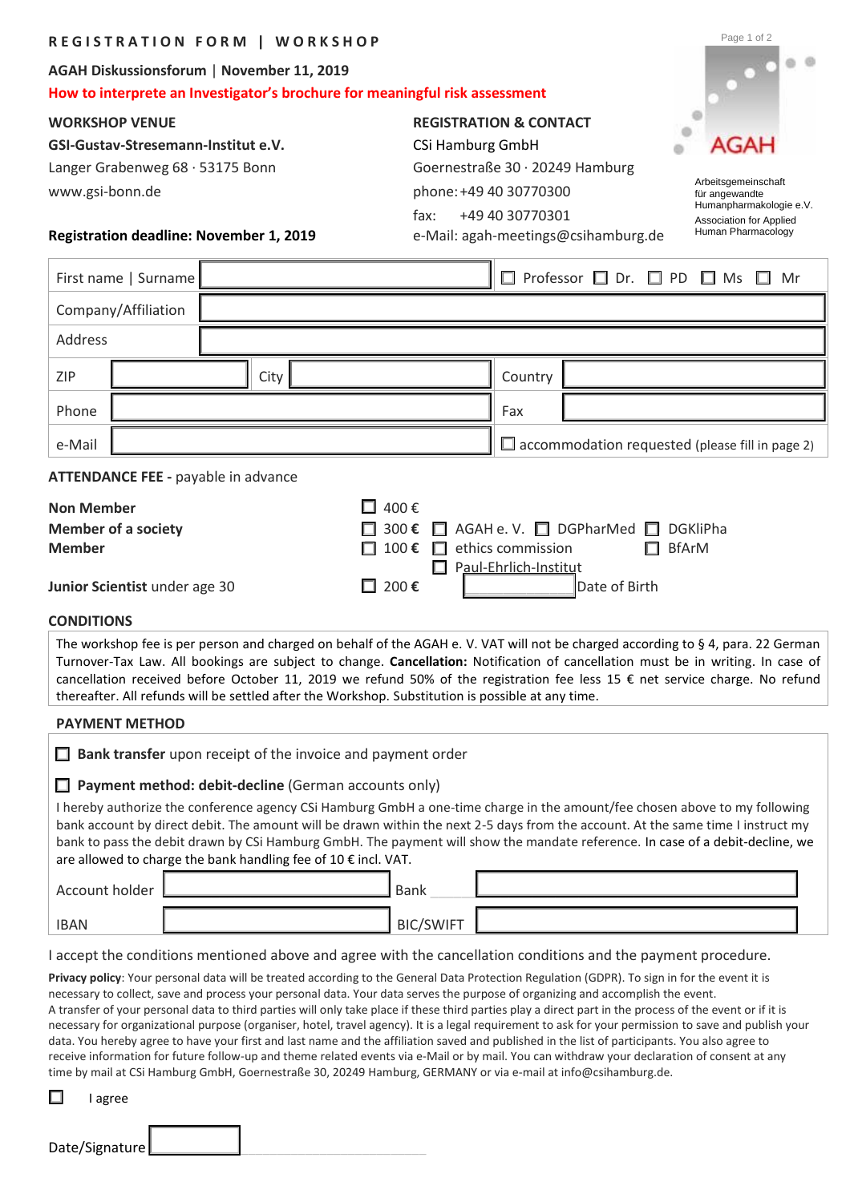# REGISTRATION FORM | WORKSHOP

**AGAH Diskussionsforum | November 11, 2019**

**How to interprete an Investigator's brochure for meaningful risk assessment**

AGAH

Arbeitsgemeinschaft für angewandte Humanpharmakologie e.V.
Association for Applied Human Pharmacology

**WORKSHOP VENUE**

**GSI-Gustav-Stresemann-Institut e.V.**
Langer Grabenweg 68 · 53175 Bonn
www.gsi-bonn.de

**REGISTRATION & CONTACT**

CSi Hamburg GmbH
Goernestraße 30 · 20249 Hamburg
phone: +49 40 30770300
fax: +49 40 30770301
e-Mail: agah-meetings@csihamburg.de

**Registration deadline: November 1, 2019**

| First name \| Surname | | ☐ Professor ☐ Dr. ☐ PD ☐ Ms ☐ Mr |
|---|---|---|
| Company/Affiliation | | |
| Address | | |
| ZIP | City | Country |
| Phone | | Fax |
| e-Mail | | ☐ accommodation requested (please fill in page 2) |

**ATTENDANCE FEE -** payable in advance

| | | |
|---|---|---|
| **Non Member** | ☐ 400 € | |
| **Member of a society** | ☐ 300 € | ☐ AGAH e. V. ☐ DGPharMed ☐ DGKliPha |
| **Member** | ☐ 100 € | ☐ ethics commission ☐ BfArM ☐ Paul-Ehrlich-Institut |
| **Junior Scientist** under age 30 | ☐ 200 € | Date of Birth |

**CONDITIONS**

The workshop fee is per person and charged on behalf of the AGAH e. V. VAT will not be charged according to § 4, para. 22 German Turnover-Tax Law. All bookings are subject to change. **Cancellation:** Notification of cancellation must be in writing. In case of cancellation received before October 11, 2019 we refund 50% of the registration fee less 15 € net service charge. No refund thereafter. All refunds will be settled after the Workshop. Substitution is possible at any time.

**PAYMENT METHOD**

☐ **Bank transfer** upon receipt of the invoice and payment order

☐ **Payment method: debit-decline** (German accounts only)

I hereby authorize the conference agency CSi Hamburg GmbH a one-time charge in the amount/fee chosen above to my following bank account by direct debit. The amount will be drawn within the next 2-5 days from the account. At the same time I instruct my bank to pass the debit drawn by CSi Hamburg GmbH. The payment will show the mandate reference. In case of a debit-decline, we are allowed to charge the bank handling fee of 10 € incl. VAT.

| | | | |
|---|---|---|---|
| Account holder | | Bank | |
| IBAN | | BIC/SWIFT | |

I accept the conditions mentioned above and agree with the cancellation conditions and the payment procedure.

**Privacy policy**: Your personal data will be treated according to the General Data Protection Regulation (GDPR). To sign in for the event it is necessary to collect, save and process your personal data. Your data serves the purpose of organizing and accomplish the event.
A transfer of your personal data to third parties will only take place if these third parties play a direct part in the process of the event or if it is necessary for organizational purpose (organiser, hotel, travel agency). It is a legal requirement to ask for your permission to save and publish your data. You hereby agree to have your first and last name and the affiliation saved and published in the list of participants. You also agree to receive information for future follow-up and theme related events via e-Mail or by mail. You can withdraw your declaration of consent at any time by mail at CSi Hamburg GmbH, Goernestraße 30, 20249 Hamburg, GERMANY or via e-mail at info@csihamburg.de.

☐ I agree

Date/Signature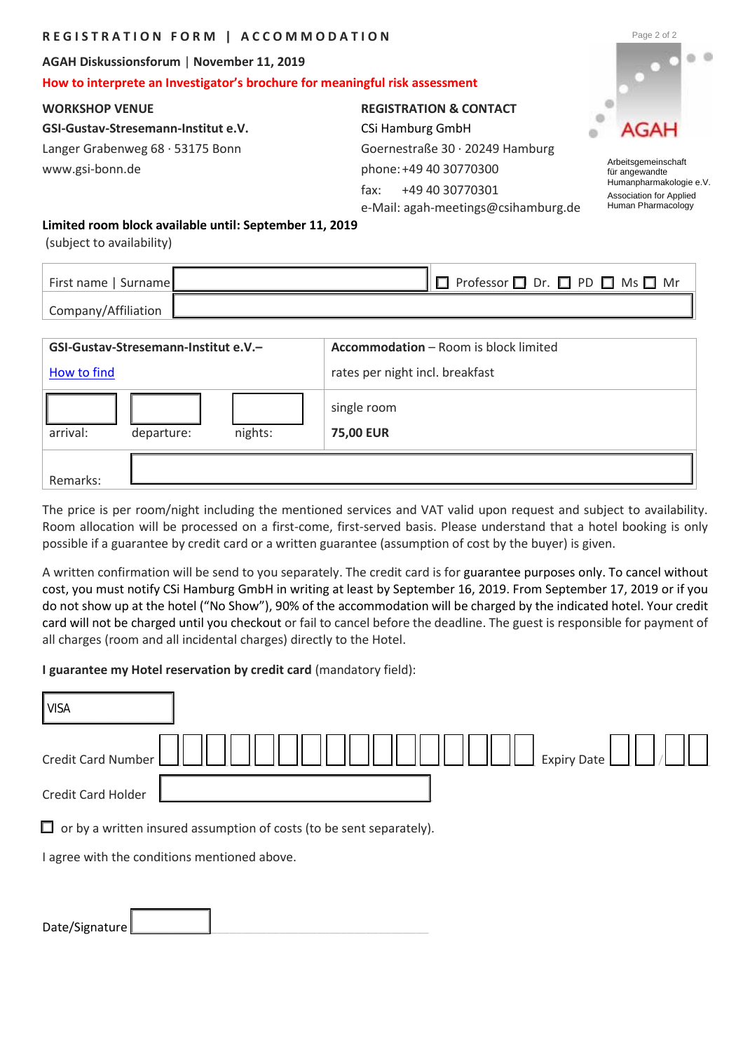# REGISTRATION FORM | ACCOMMODATION

**AGAH Diskussionsforum** | **November 11, 2019**

**How to interprete an Investigator's brochure for meaningful risk assessment**

**WORKSHOP VENUE**
**GSI-Gustav-Stresemann-Institut e.V.**
Langer Grabenweg 68 · 53175 Bonn
www.gsi-bonn.de

**REGISTRATION & CONTACT**
CSi Hamburg GmbH
Goernestraße 30 · 20249 Hamburg
phone: +49 40 30770300
fax: +49 40 30770301
e-Mail: agah-meetings@csihamburg.de

AGAH
Arbeitsgemeinschaft für angewandte Humanpharmakologie e.V.
Association for Applied Human Pharmacology

**Limited room block available until: September 11, 2019**
(subject to availability)

| | | |
|---|---|---|
| First name \| Surname | | ☐ Professor ☐ Dr. ☐ PD ☐ Ms ☐ Mr |
| Company/Affiliation | | |

| | | | |
|---|---|---|---|
| **GSI-Gustav-Stresemann-Institut e.V.–** How to find | | | **Accommodation** – Room is block limited rates per night incl. breakfast |
| arrival: | departure: | nights: | single room **75,00 EUR** |
| Remarks: | | | |

The price is per room/night including the mentioned services and VAT valid upon request and subject to availability. Room allocation will be processed on a first-come, first-served basis. Please understand that a hotel booking is only possible if a guarantee by credit card or a written guarantee (assumption of cost by the buyer) is given.

A written confirmation will be send to you separately. The credit card is for guarantee purposes only. To cancel without cost, you must notify CSi Hamburg GmbH in writing at least by September 16, 2019. From September 17, 2019 or if you do not show up at the hotel ("No Show"), 90% of the accommodation will be charged by the indicated hotel. Your credit card will not be charged until you checkout or fail to cancel before the deadline. The guest is responsible for payment of all charges (room and all incidental charges) directly to the Hotel.

**I guarantee my Hotel reservation by credit card** (mandatory field):

VISA

Credit Card Number ☐☐☐☐☐☐☐☐☐☐☐☐☐☐☐☐ Expiry Date ☐☐/☐☐

Credit Card Holder

☐ or by a written insured assumption of costs (to be sent separately).

I agree with the conditions mentioned above.

Date/Signature